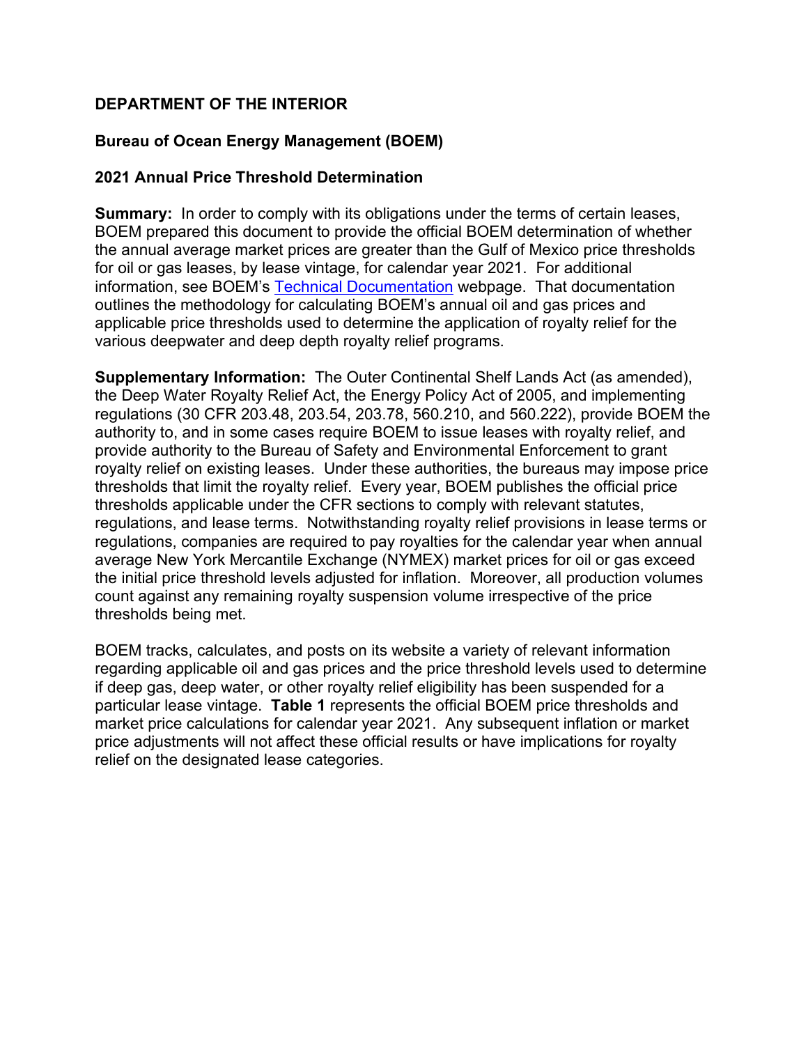**DEPARTMENT OF THE INTERIOR**

**Bureau of Ocean Energy Management (BOEM)**

**2021 Annual Price Threshold Determination**

**Summary:** In order to comply with its obligations under the terms of certain leases, BOEM prepared this document to provide the official BOEM determination of whether the annual average market prices are greater than the Gulf of Mexico price thresholds for oil or gas leases, by lease vintage, for calendar year 2021. For additional information, see BOEM's Technical Documentation webpage. That documentation outlines the methodology for calculating BOEM's annual oil and gas prices and applicable price thresholds used to determine the application of royalty relief for the various deepwater and deep depth royalty relief programs.

**Supplementary Information:** The Outer Continental Shelf Lands Act (as amended), the Deep Water Royalty Relief Act, the Energy Policy Act of 2005, and implementing regulations (30 CFR 203.48, 203.54, 203.78, 560.210, and 560.222), provide BOEM the authority to, and in some cases require BOEM to issue leases with royalty relief, and provide authority to the Bureau of Safety and Environmental Enforcement to grant royalty relief on existing leases. Under these authorities, the bureaus may impose price thresholds that limit the royalty relief. Every year, BOEM publishes the official price thresholds applicable under the CFR sections to comply with relevant statutes, regulations, and lease terms. Notwithstanding royalty relief provisions in lease terms or regulations, companies are required to pay royalties for the calendar year when annual average New York Mercantile Exchange (NYMEX) market prices for oil or gas exceed the initial price threshold levels adjusted for inflation. Moreover, all production volumes count against any remaining royalty suspension volume irrespective of the price thresholds being met.

BOEM tracks, calculates, and posts on its website a variety of relevant information regarding applicable oil and gas prices and the price threshold levels used to determine if deep gas, deep water, or other royalty relief eligibility has been suspended for a particular lease vintage. **Table 1** represents the official BOEM price thresholds and market price calculations for calendar year 2021. Any subsequent inflation or market price adjustments will not affect these official results or have implications for royalty relief on the designated lease categories.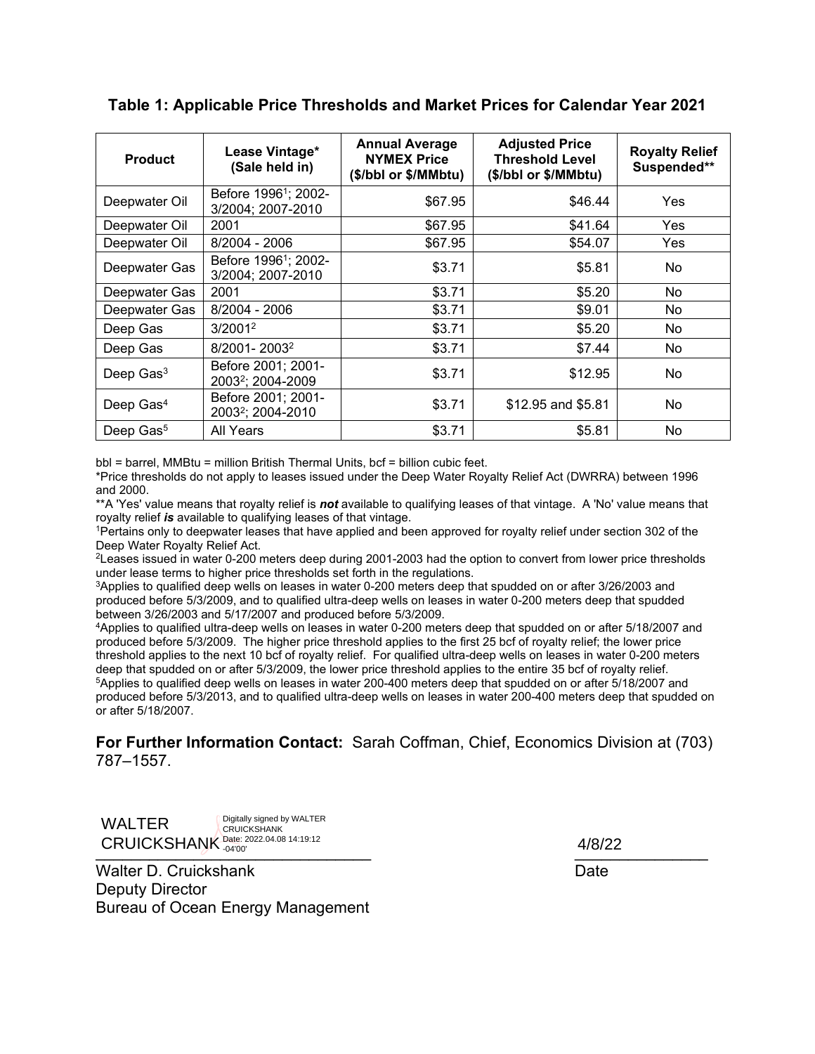## Table 1: Applicable Price Thresholds and Market Prices for Calendar Year 2021

| Product | Lease Vintage* (Sale held in) | Annual Average NYMEX Price ($/bbl or $/MMbtu) | Adjusted Price Threshold Level ($/bbl or $/MMbtu) | Royalty Relief Suspended** |
|---|---|---|---|---|
| Deepwater Oil | Before 1996[1]; 2002-3/2004; 2007-2010 | $67.95 | $46.44 | Yes |
| Deepwater Oil | 2001 | $67.95 | $41.64 | Yes |
| Deepwater Oil | 8/2004 - 2006 | $67.95 | $54.07 | Yes |
| Deepwater Gas | Before 1996[1]; 2002-3/2004; 2007-2010 | $3.71 | $5.81 | No |
| Deepwater Gas | 2001 | $3.71 | $5.20 | No |
| Deepwater Gas | 8/2004 - 2006 | $3.71 | $9.01 | No |
| Deep Gas | 3/2001[2] | $3.71 | $5.20 | No |
| Deep Gas | 8/2001- 2003[2] | $3.71 | $7.44 | No |
| Deep Gas[3] | Before 2001; 2001-2003[2]; 2004-2009 | $3.71 | $12.95 | No |
| Deep Gas[4] | Before 2001; 2001-2003[2]; 2004-2010 | $3.71 | $12.95 and $5.81 | No |
| Deep Gas[5] | All Years | $3.71 | $5.81 | No |

bbl = barrel, MMBtu = million British Thermal Units, bcf = billion cubic feet.

*Price thresholds do not apply to leases issued under the Deep Water Royalty Relief Act (DWRRA) between 1996 and 2000.

**A 'Yes' value means that royalty relief is ***not*** available to qualifying leases of that vintage. A 'No' value means that royalty relief ***is*** available to qualifying leases of that vintage.

[1]Pertains only to deepwater leases that have applied and been approved for royalty relief under section 302 of the Deep Water Royalty Relief Act.

[2]Leases issued in water 0-200 meters deep during 2001-2003 had the option to convert from lower price thresholds under lease terms to higher price thresholds set forth in the regulations.

[3]Applies to qualified deep wells on leases in water 0-200 meters deep that spudded on or after 3/26/2003 and produced before 5/3/2009, and to qualified ultra-deep wells on leases in water 0-200 meters deep that spudded between 3/26/2003 and 5/17/2007 and produced before 5/3/2009.

[4]Applies to qualified ultra-deep wells on leases in water 0-200 meters deep that spudded on or after 5/18/2007 and produced before 5/3/2009. The higher price threshold applies to the first 25 bcf of royalty relief; the lower price threshold applies to the next 10 bcf of royalty relief. For qualified ultra-deep wells on leases in water 0-200 meters deep that spudded on or after 5/3/2009, the lower price threshold applies to the entire 35 bcf of royalty relief.

[5]Applies to qualified deep wells on leases in water 200-400 meters deep that spudded on or after 5/18/2007 and produced before 5/3/2013, and to qualified ultra-deep wells on leases in water 200-400 meters deep that spudded on or after 5/18/2007.

**For Further Information Contact:** Sarah Coffman, Chief, Economics Division at (703) 787–1557.

WALTER CRUICKSHANK — Digitally signed by WALTER CRUICKSHANK Date: 2022.04.08 14:19:12 -04'00'

4/8/22

Walter D. Cruickshank
Deputy Director
Bureau of Ocean Energy Management

Date